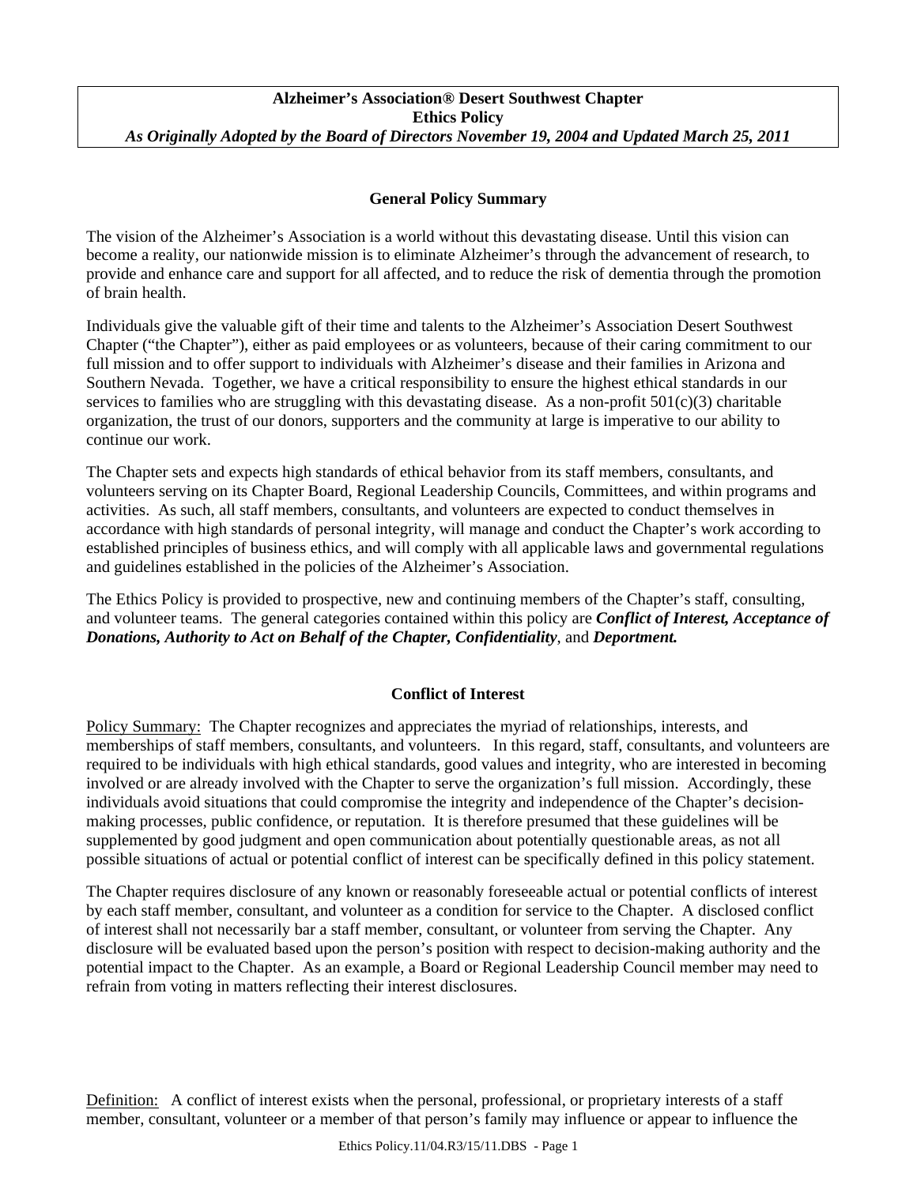**Alzheimer's Association® Desert Southwest Chapter**
**Ethics Policy**
***As Originally Adopted by the Board of Directors November 19, 2004 and Updated March 25, 2011***

## General Policy Summary

The vision of the Alzheimer's Association is a world without this devastating disease. Until this vision can become a reality, our nationwide mission is to eliminate Alzheimer's through the advancement of research, to provide and enhance care and support for all affected, and to reduce the risk of dementia through the promotion of brain health.

Individuals give the valuable gift of their time and talents to the Alzheimer's Association Desert Southwest Chapter ("the Chapter"), either as paid employees or as volunteers, because of their caring commitment to our full mission and to offer support to individuals with Alzheimer's disease and their families in Arizona and Southern Nevada. Together, we have a critical responsibility to ensure the highest ethical standards in our services to families who are struggling with this devastating disease. As a non-profit 501(c)(3) charitable organization, the trust of our donors, supporters and the community at large is imperative to our ability to continue our work.

The Chapter sets and expects high standards of ethical behavior from its staff members, consultants, and volunteers serving on its Chapter Board, Regional Leadership Councils, Committees, and within programs and activities. As such, all staff members, consultants, and volunteers are expected to conduct themselves in accordance with high standards of personal integrity, will manage and conduct the Chapter's work according to established principles of business ethics, and will comply with all applicable laws and governmental regulations and guidelines established in the policies of the Alzheimer's Association.

The Ethics Policy is provided to prospective, new and continuing members of the Chapter's staff, consulting, and volunteer teams. The general categories contained within this policy are ***Conflict of Interest, Acceptance of Donations, Authority to Act on Behalf of the Chapter, Confidentiality***, and ***Deportment.***

## Conflict of Interest

Policy Summary: The Chapter recognizes and appreciates the myriad of relationships, interests, and memberships of staff members, consultants, and volunteers. In this regard, staff, consultants, and volunteers are required to be individuals with high ethical standards, good values and integrity, who are interested in becoming involved or are already involved with the Chapter to serve the organization's full mission. Accordingly, these individuals avoid situations that could compromise the integrity and independence of the Chapter's decision-making processes, public confidence, or reputation. It is therefore presumed that these guidelines will be supplemented by good judgment and open communication about potentially questionable areas, as not all possible situations of actual or potential conflict of interest can be specifically defined in this policy statement.

The Chapter requires disclosure of any known or reasonably foreseeable actual or potential conflicts of interest by each staff member, consultant, and volunteer as a condition for service to the Chapter. A disclosed conflict of interest shall not necessarily bar a staff member, consultant, or volunteer from serving the Chapter. Any disclosure will be evaluated based upon the person's position with respect to decision-making authority and the potential impact to the Chapter. As an example, a Board or Regional Leadership Council member may need to refrain from voting in matters reflecting their interest disclosures.

Definition: A conflict of interest exists when the personal, professional, or proprietary interests of a staff member, consultant, volunteer or a member of that person's family may influence or appear to influence the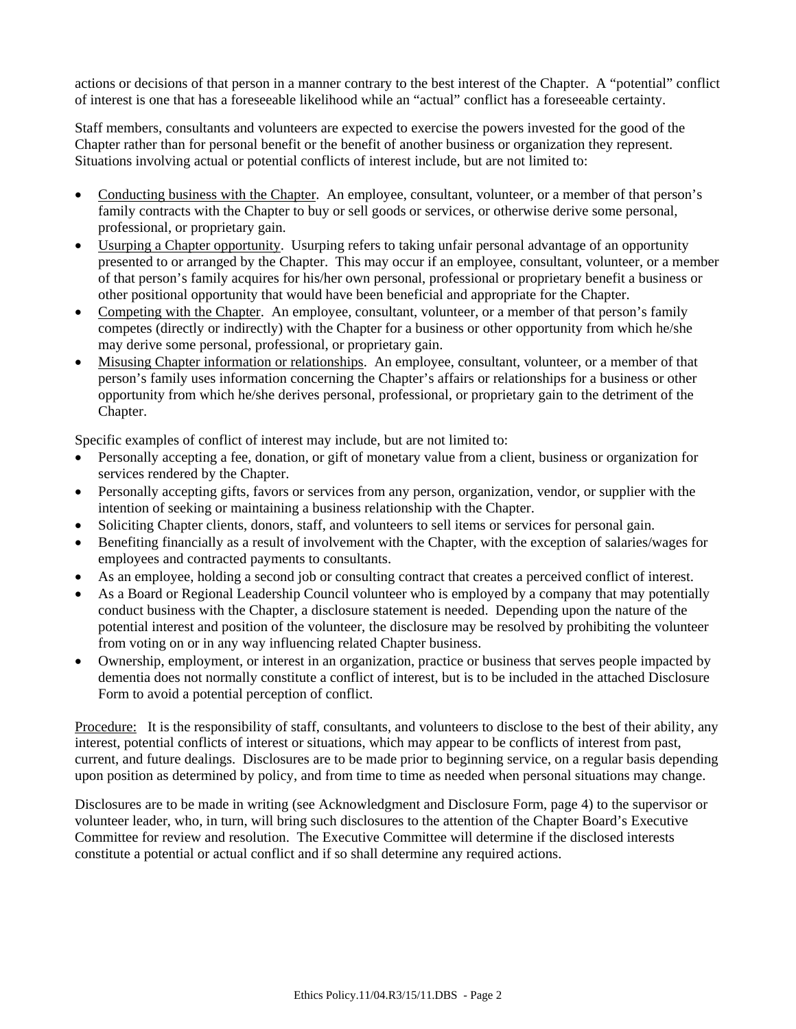actions or decisions of that person in a manner contrary to the best interest of the Chapter. A "potential" conflict of interest is one that has a foreseeable likelihood while an "actual" conflict has a foreseeable certainty.

Staff members, consultants and volunteers are expected to exercise the powers invested for the good of the Chapter rather than for personal benefit or the benefit of another business or organization they represent. Situations involving actual or potential conflicts of interest include, but are not limited to:

- <u>Conducting business with the Chapter</u>. An employee, consultant, volunteer, or a member of that person's family contracts with the Chapter to buy or sell goods or services, or otherwise derive some personal, professional, or proprietary gain.
- <u>Usurping a Chapter opportunity</u>. Usurping refers to taking unfair personal advantage of an opportunity presented to or arranged by the Chapter. This may occur if an employee, consultant, volunteer, or a member of that person's family acquires for his/her own personal, professional or proprietary benefit a business or other positional opportunity that would have been beneficial and appropriate for the Chapter.
- <u>Competing with the Chapter</u>. An employee, consultant, volunteer, or a member of that person's family competes (directly or indirectly) with the Chapter for a business or other opportunity from which he/she may derive some personal, professional, or proprietary gain.
- <u>Misusing Chapter information or relationships</u>. An employee, consultant, volunteer, or a member of that person's family uses information concerning the Chapter's affairs or relationships for a business or other opportunity from which he/she derives personal, professional, or proprietary gain to the detriment of the Chapter.

Specific examples of conflict of interest may include, but are not limited to:

- Personally accepting a fee, donation, or gift of monetary value from a client, business or organization for services rendered by the Chapter.
- Personally accepting gifts, favors or services from any person, organization, vendor, or supplier with the intention of seeking or maintaining a business relationship with the Chapter.
- Soliciting Chapter clients, donors, staff, and volunteers to sell items or services for personal gain.
- Benefiting financially as a result of involvement with the Chapter, with the exception of salaries/wages for employees and contracted payments to consultants.
- As an employee, holding a second job or consulting contract that creates a perceived conflict of interest.
- As a Board or Regional Leadership Council volunteer who is employed by a company that may potentially conduct business with the Chapter, a disclosure statement is needed. Depending upon the nature of the potential interest and position of the volunteer, the disclosure may be resolved by prohibiting the volunteer from voting on or in any way influencing related Chapter business.
- Ownership, employment, or interest in an organization, practice or business that serves people impacted by dementia does not normally constitute a conflict of interest, but is to be included in the attached Disclosure Form to avoid a potential perception of conflict.

<u>Procedure:</u> It is the responsibility of staff, consultants, and volunteers to disclose to the best of their ability, any interest, potential conflicts of interest or situations, which may appear to be conflicts of interest from past, current, and future dealings. Disclosures are to be made prior to beginning service, on a regular basis depending upon position as determined by policy, and from time to time as needed when personal situations may change.

Disclosures are to be made in writing (see Acknowledgment and Disclosure Form, page 4) to the supervisor or volunteer leader, who, in turn, will bring such disclosures to the attention of the Chapter Board's Executive Committee for review and resolution. The Executive Committee will determine if the disclosed interests constitute a potential or actual conflict and if so shall determine any required actions.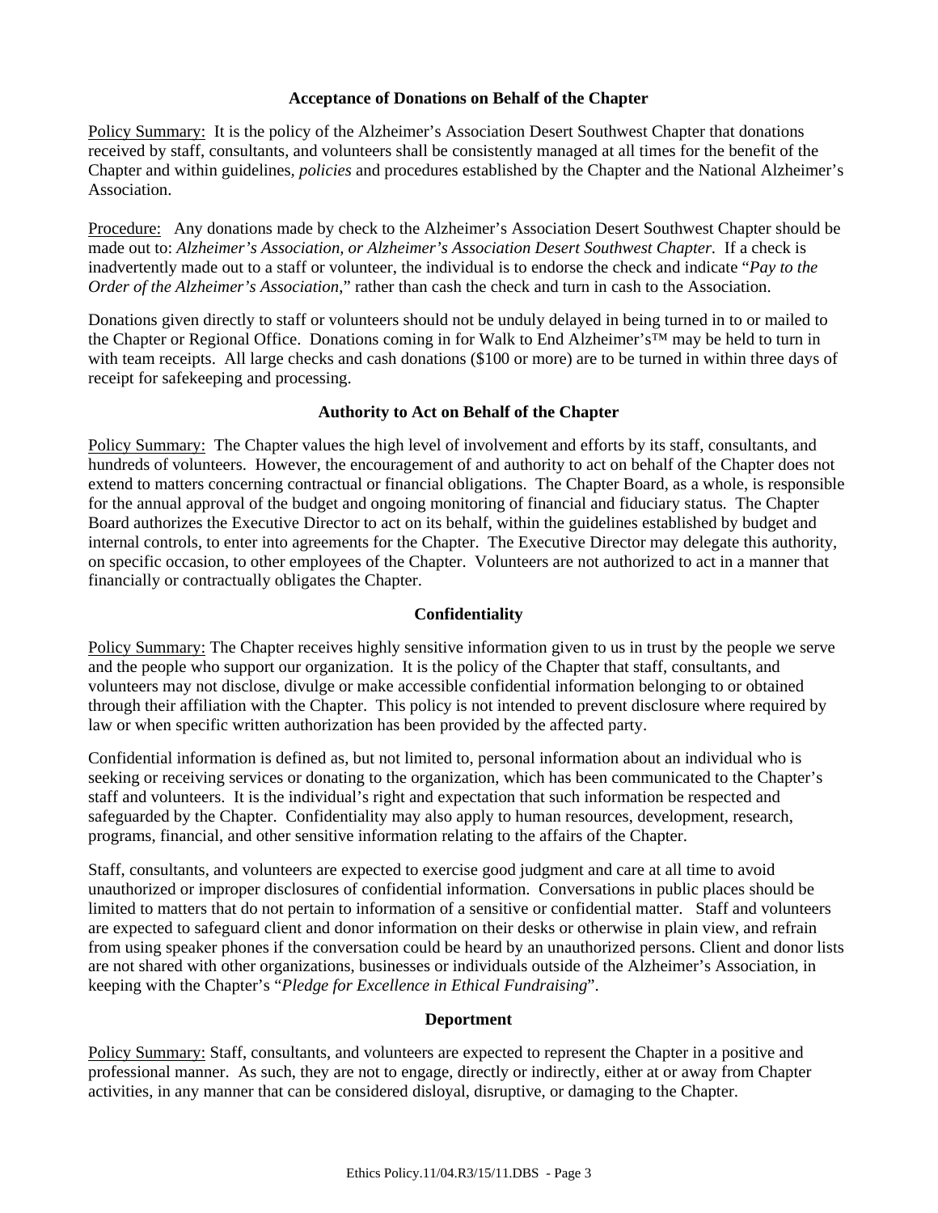### Acceptance of Donations on Behalf of the Chapter

Policy Summary: It is the policy of the Alzheimer's Association Desert Southwest Chapter that donations received by staff, consultants, and volunteers shall be consistently managed at all times for the benefit of the Chapter and within guidelines, *policies* and procedures established by the Chapter and the National Alzheimer's Association.

Procedure: Any donations made by check to the Alzheimer's Association Desert Southwest Chapter should be made out to: *Alzheimer's Association, or Alzheimer's Association Desert Southwest Chapter*. If a check is inadvertently made out to a staff or volunteer, the individual is to endorse the check and indicate "*Pay to the Order of the Alzheimer's Association*," rather than cash the check and turn in cash to the Association.

Donations given directly to staff or volunteers should not be unduly delayed in being turned in to or mailed to the Chapter or Regional Office. Donations coming in for Walk to End Alzheimer's™ may be held to turn in with team receipts. All large checks and cash donations ($100 or more) are to be turned in within three days of receipt for safekeeping and processing.

### Authority to Act on Behalf of the Chapter

Policy Summary: The Chapter values the high level of involvement and efforts by its staff, consultants, and hundreds of volunteers. However, the encouragement of and authority to act on behalf of the Chapter does not extend to matters concerning contractual or financial obligations. The Chapter Board, as a whole, is responsible for the annual approval of the budget and ongoing monitoring of financial and fiduciary status. The Chapter Board authorizes the Executive Director to act on its behalf, within the guidelines established by budget and internal controls, to enter into agreements for the Chapter. The Executive Director may delegate this authority, on specific occasion, to other employees of the Chapter. Volunteers are not authorized to act in a manner that financially or contractually obligates the Chapter.

### Confidentiality

Policy Summary: The Chapter receives highly sensitive information given to us in trust by the people we serve and the people who support our organization. It is the policy of the Chapter that staff, consultants, and volunteers may not disclose, divulge or make accessible confidential information belonging to or obtained through their affiliation with the Chapter. This policy is not intended to prevent disclosure where required by law or when specific written authorization has been provided by the affected party.

Confidential information is defined as, but not limited to, personal information about an individual who is seeking or receiving services or donating to the organization, which has been communicated to the Chapter's staff and volunteers. It is the individual's right and expectation that such information be respected and safeguarded by the Chapter. Confidentiality may also apply to human resources, development, research, programs, financial, and other sensitive information relating to the affairs of the Chapter.

Staff, consultants, and volunteers are expected to exercise good judgment and care at all time to avoid unauthorized or improper disclosures of confidential information. Conversations in public places should be limited to matters that do not pertain to information of a sensitive or confidential matter. Staff and volunteers are expected to safeguard client and donor information on their desks or otherwise in plain view, and refrain from using speaker phones if the conversation could be heard by an unauthorized persons. Client and donor lists are not shared with other organizations, businesses or individuals outside of the Alzheimer's Association, in keeping with the Chapter's "*Pledge for Excellence in Ethical Fundraising*".

### Deportment

Policy Summary: Staff, consultants, and volunteers are expected to represent the Chapter in a positive and professional manner. As such, they are not to engage, directly or indirectly, either at or away from Chapter activities, in any manner that can be considered disloyal, disruptive, or damaging to the Chapter.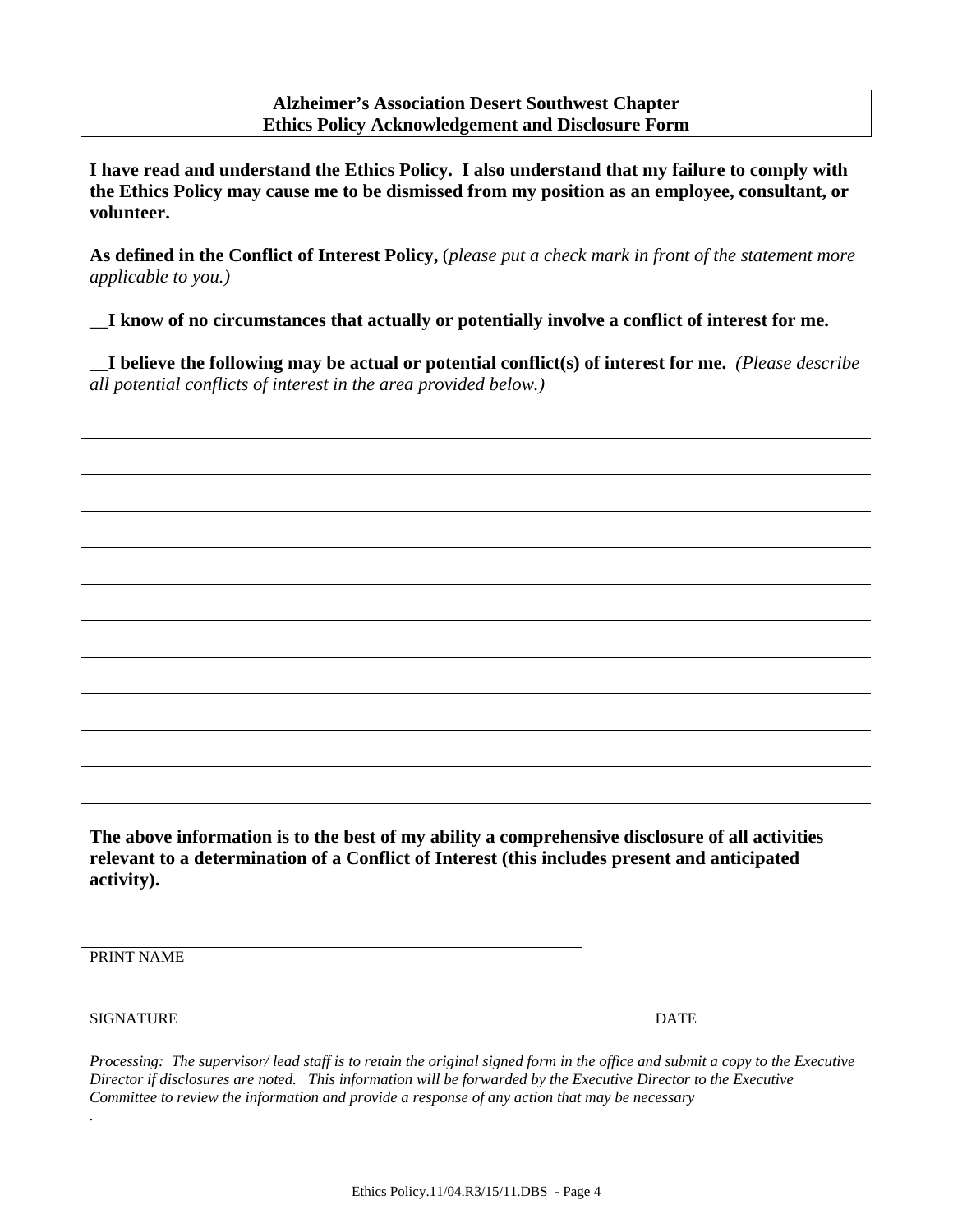**Alzheimer's Association Desert Southwest Chapter**
**Ethics Policy Acknowledgement and Disclosure Form**

**I have read and understand the Ethics Policy. I also understand that my failure to comply with the Ethics Policy may cause me to be dismissed from my position as an employee, consultant, or volunteer.**

**As defined in the Conflict of Interest Policy,** (*please put a check mark in front of the statement more applicable to you.)*

__**I know of no circumstances that actually or potentially involve a conflict of interest for me.**

__**I believe the following may be actual or potential conflict(s) of interest for me.** *(Please describe all potential conflicts of interest in the area provided below.)*

______________________________________________________________________________

______________________________________________________________________________

______________________________________________________________________________

______________________________________________________________________________

______________________________________________________________________________

______________________________________________________________________________

______________________________________________________________________________

______________________________________________________________________________

______________________________________________________________________________

______________________________________________________________________________

**The above information is to the best of my ability a comprehensive disclosure of all activities relevant to a determination of a Conflict of Interest (this includes present and anticipated activity).**

______________________________________________
PRINT NAME

______________________________________________ ____________________
SIGNATURE DATE

*Processing: The supervisor/ lead staff is to retain the original signed form in the office and submit a copy to the Executive Director if disclosures are noted. This information will be forwarded by the Executive Director to the Executive Committee to review the information and provide a response of any action that may be necessary*

.

Ethics Policy.11/04.R3/15/11.DBS